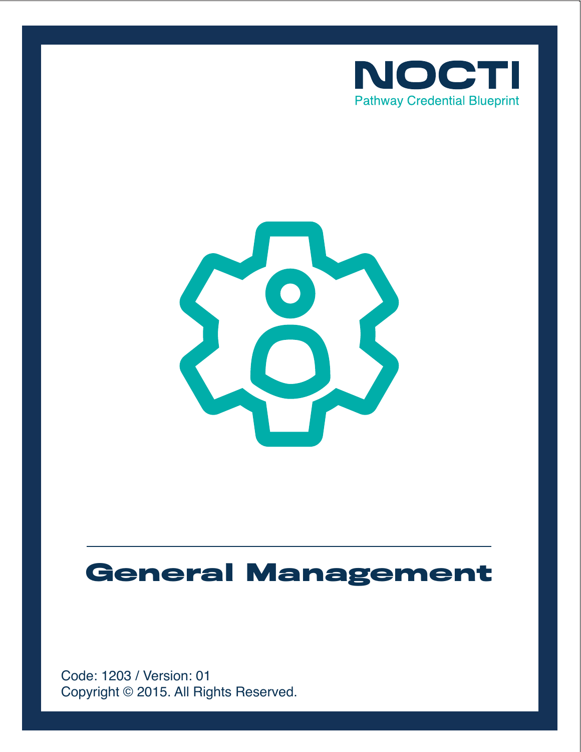NOCTI

Pathway Credential Blueprint

# General Management

Code: 1203 / Version: 01

Copyright © 2015. All Rights Reserved.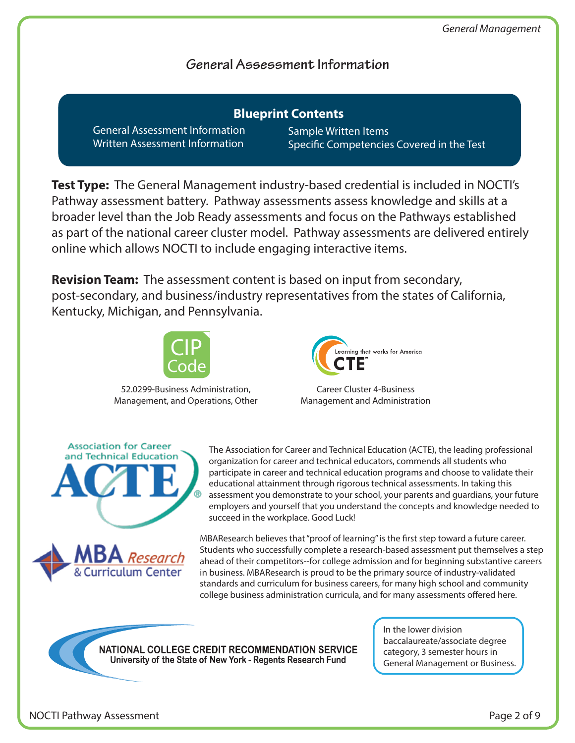## General Assessment Information

**Blueprint Contents**

- General Assessment Information
- Written Assessment Information
- Sample Written Items
- Specific Competencies Covered in the Test

**Test Type:** The General Management industry-based credential is included in NOCTI's Pathway assessment battery. Pathway assessments assess knowledge and skills at a broader level than the Job Ready assessments and focus on the Pathways established as part of the national career cluster model. Pathway assessments are delivered entirely online which allows NOCTI to include engaging interactive items.

**Revision Team:** The assessment content is based on input from secondary, post-secondary, and business/industry representatives from the states of California, Kentucky, Michigan, and Pennsylvania.

CIP Code

52.0299-Business Administration, Management, and Operations, Other

Learning that works for America CTE

Career Cluster 4-Business Management and Administration

Association for Career and Technical Education ACTE

The Association for Career and Technical Education (ACTE), the leading professional organization for career and technical educators, commends all students who participate in career and technical education programs and choose to validate their educational attainment through rigorous technical assessments. In taking this assessment you demonstrate to your school, your parents and guardians, your future employers and yourself that you understand the concepts and knowledge needed to succeed in the workplace. Good Luck!

MBA Research & Curriculum Center

MBAResearch believes that "proof of learning" is the first step toward a future career. Students who successfully complete a research-based assessment put themselves a step ahead of their competitors--for college admission and for beginning substantive careers in business. MBAResearch is proud to be the primary source of industry-validated standards and curriculum for business careers, for many high school and community college business administration curricula, and for many assessments offered here.

NATIONAL COLLEGE CREDIT RECOMMENDATION SERVICE
University of the State of New York - Regents Research Fund

In the lower division baccalaureate/associate degree category, 3 semester hours in General Management or Business.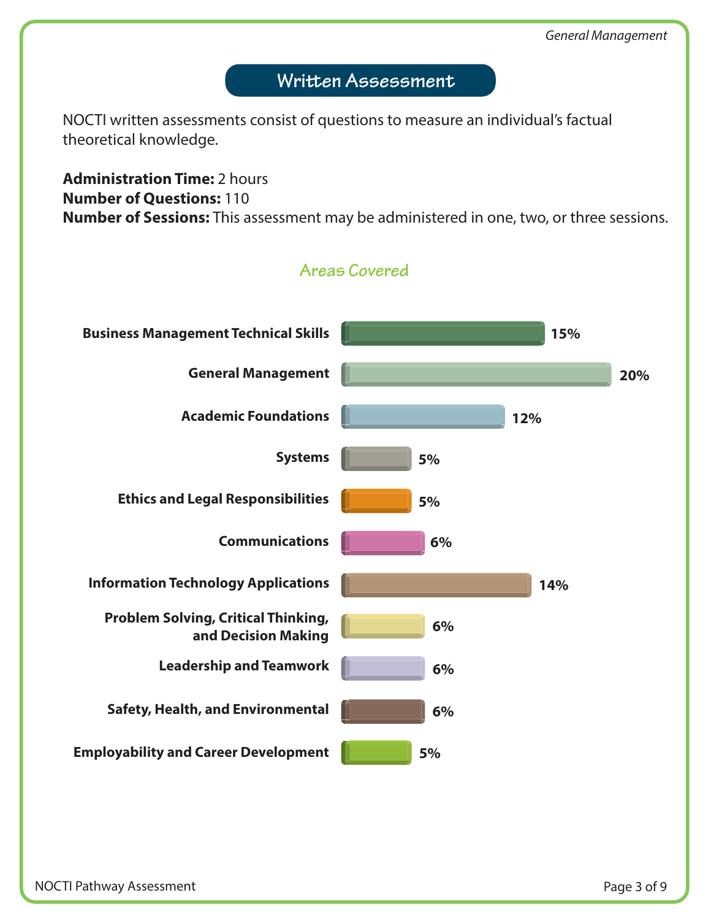## Written Assessment

NOCTI written assessments consist of questions to measure an individual's factual theoretical knowledge.

**Administration Time:** 2 hours
**Number of Questions:** 110
**Number of Sessions:** This assessment may be administered in one, two, or three sessions.

### Areas Covered

| Area | Percentage |
|---|---|
| Business Management Technical Skills | 15% |
| General Management | 20% |
| Academic Foundations | 12% |
| Systems | 5% |
| Ethics and Legal Responsibilities | 5% |
| Communications | 6% |
| Information Technology Applications | 14% |
| Problem Solving, Critical Thinking, and Decision Making | 6% |
| Leadership and Teamwork | 6% |
| Safety, Health, and Environmental | 6% |
| Employability and Career Development | 5% |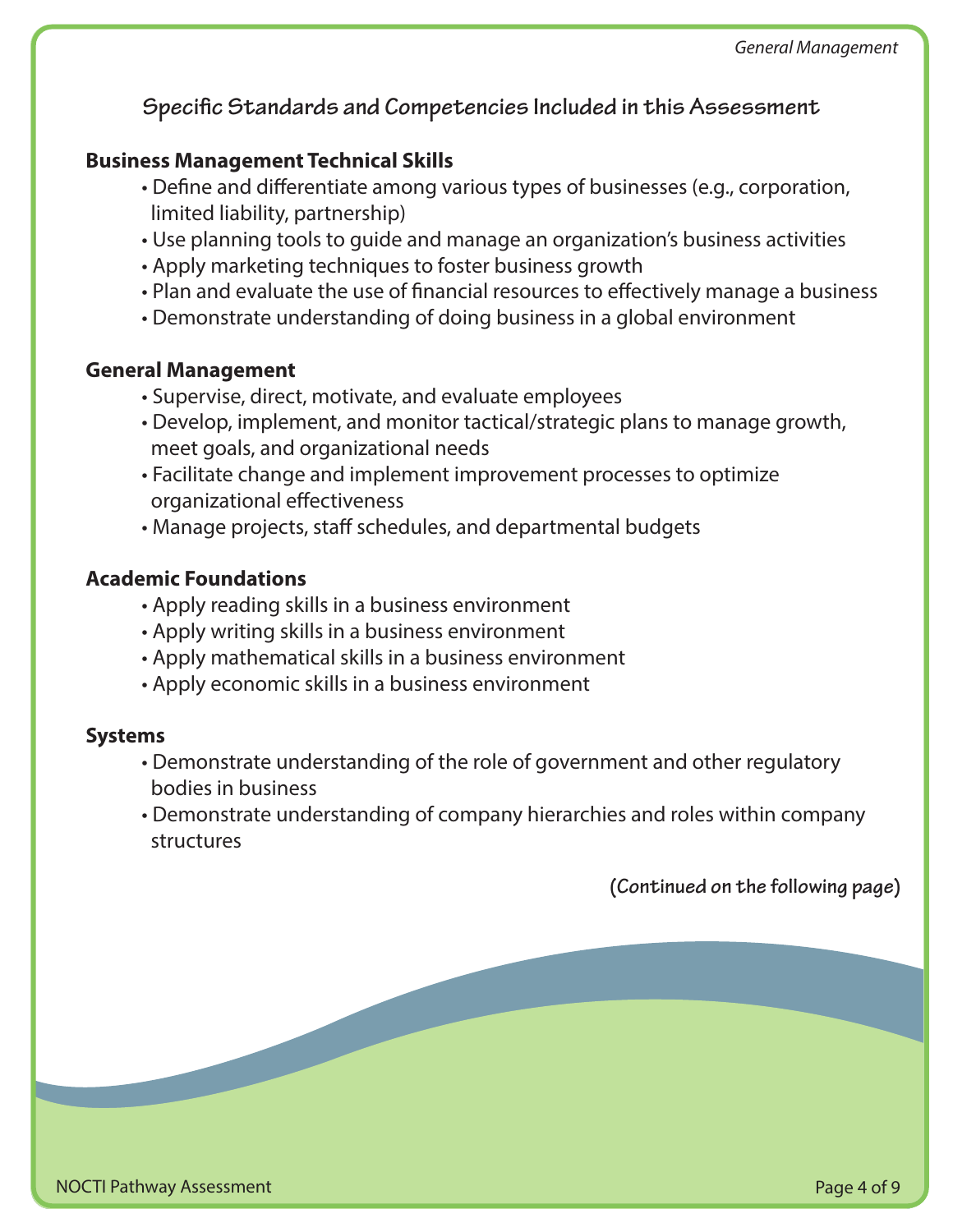## Specific Standards and Competencies Included in this Assessment

**Business Management Technical Skills**

- Define and differentiate among various types of businesses (e.g., corporation, limited liability, partnership)
- Use planning tools to guide and manage an organization's business activities
- Apply marketing techniques to foster business growth
- Plan and evaluate the use of financial resources to effectively manage a business
- Demonstrate understanding of doing business in a global environment

**General Management**

- Supervise, direct, motivate, and evaluate employees
- Develop, implement, and monitor tactical/strategic plans to manage growth, meet goals, and organizational needs
- Facilitate change and implement improvement processes to optimize organizational effectiveness
- Manage projects, staff schedules, and departmental budgets

**Academic Foundations**

- Apply reading skills in a business environment
- Apply writing skills in a business environment
- Apply mathematical skills in a business environment
- Apply economic skills in a business environment

**Systems**

- Demonstrate understanding of the role of government and other regulatory bodies in business
- Demonstrate understanding of company hierarchies and roles within company structures

**(Continued on the following page)**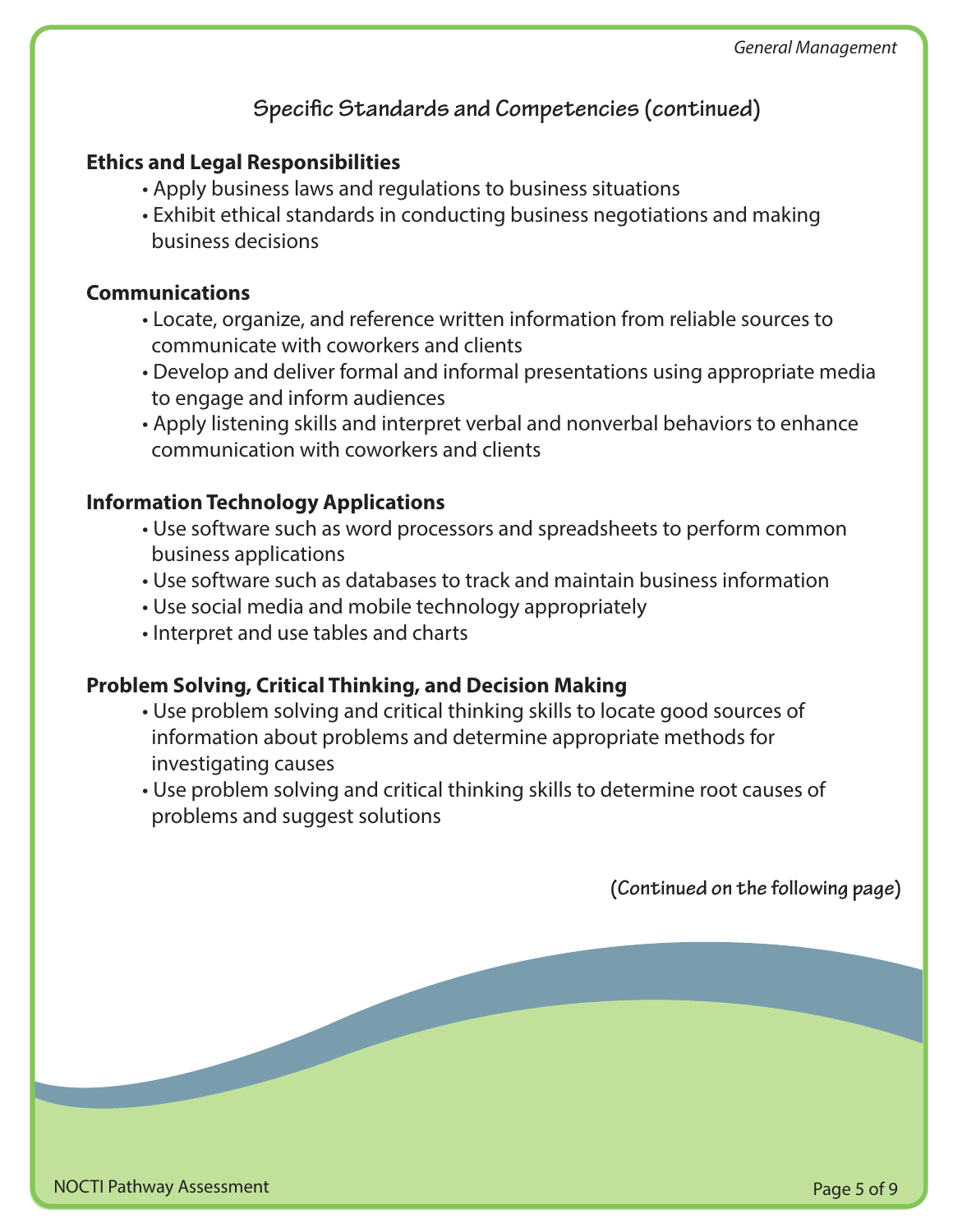## Specific Standards and Competencies (continued)

**Ethics and Legal Responsibilities**

- Apply business laws and regulations to business situations
- Exhibit ethical standards in conducting business negotiations and making business decisions

**Communications**

- Locate, organize, and reference written information from reliable sources to communicate with coworkers and clients
- Develop and deliver formal and informal presentations using appropriate media to engage and inform audiences
- Apply listening skills and interpret verbal and nonverbal behaviors to enhance communication with coworkers and clients

**Information Technology Applications**

- Use software such as word processors and spreadsheets to perform common business applications
- Use software such as databases to track and maintain business information
- Use social media and mobile technology appropriately
- Interpret and use tables and charts

**Problem Solving, Critical Thinking, and Decision Making**

- Use problem solving and critical thinking skills to locate good sources of information about problems and determine appropriate methods for investigating causes
- Use problem solving and critical thinking skills to determine root causes of problems and suggest solutions

**(Continued on the following page)**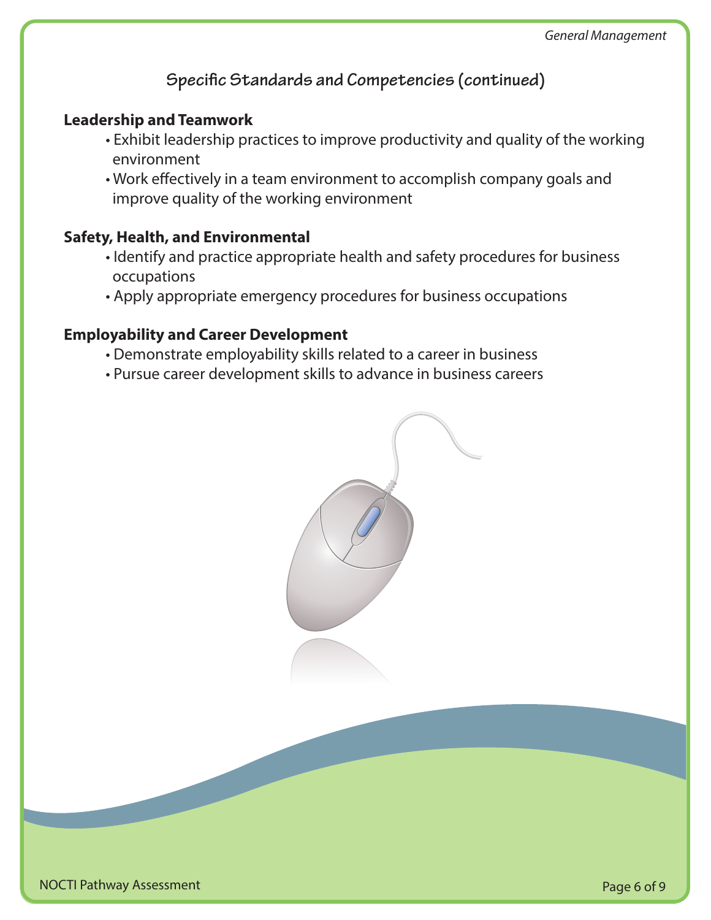## Specific Standards and Competencies (continued)

**Leadership and Teamwork**

- Exhibit leadership practices to improve productivity and quality of the working environment
- Work effectively in a team environment to accomplish company goals and improve quality of the working environment

**Safety, Health, and Environmental**

- Identify and practice appropriate health and safety procedures for business occupations
- Apply appropriate emergency procedures for business occupations

**Employability and Career Development**

- Demonstrate employability skills related to a career in business
- Pursue career development skills to advance in business careers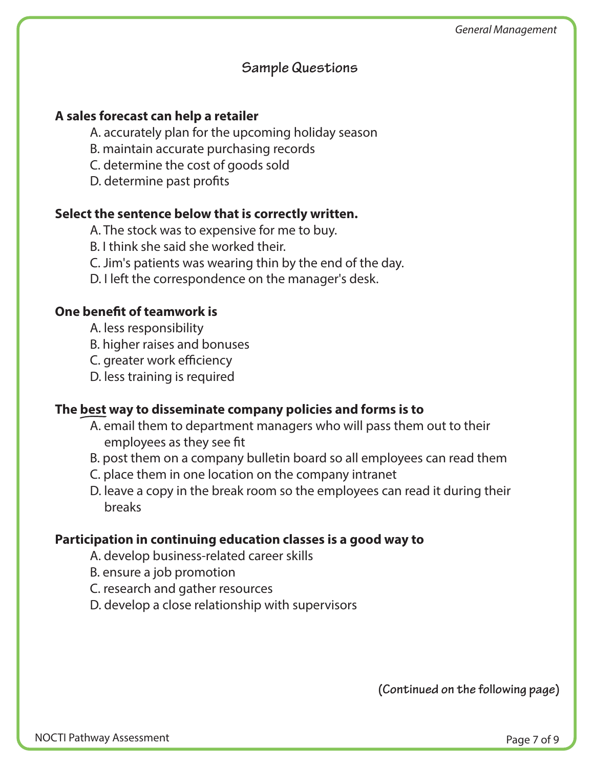## Sample Questions

**A sales forecast can help a retailer**

A. accurately plan for the upcoming holiday season
B. maintain accurate purchasing records
C. determine the cost of goods sold
D. determine past profits

**Select the sentence below that is correctly written.**

A. The stock was to expensive for me to buy.
B. I think she said she worked their.
C. Jim's patients was wearing thin by the end of the day.
D. I left the correspondence on the manager's desk.

**One benefit of teamwork is**

A. less responsibility
B. higher raises and bonuses
C. greater work efficiency
D. less training is required

**The <u>best</u> way to disseminate company policies and forms is to**

A. email them to department managers who will pass them out to their employees as they see fit
B. post them on a company bulletin board so all employees can read them
C. place them in one location on the company intranet
D. leave a copy in the break room so the employees can read it during their breaks

**Participation in continuing education classes is a good way to**

A. develop business-related career skills
B. ensure a job promotion
C. research and gather resources
D. develop a close relationship with supervisors

**(Continued on the following page)**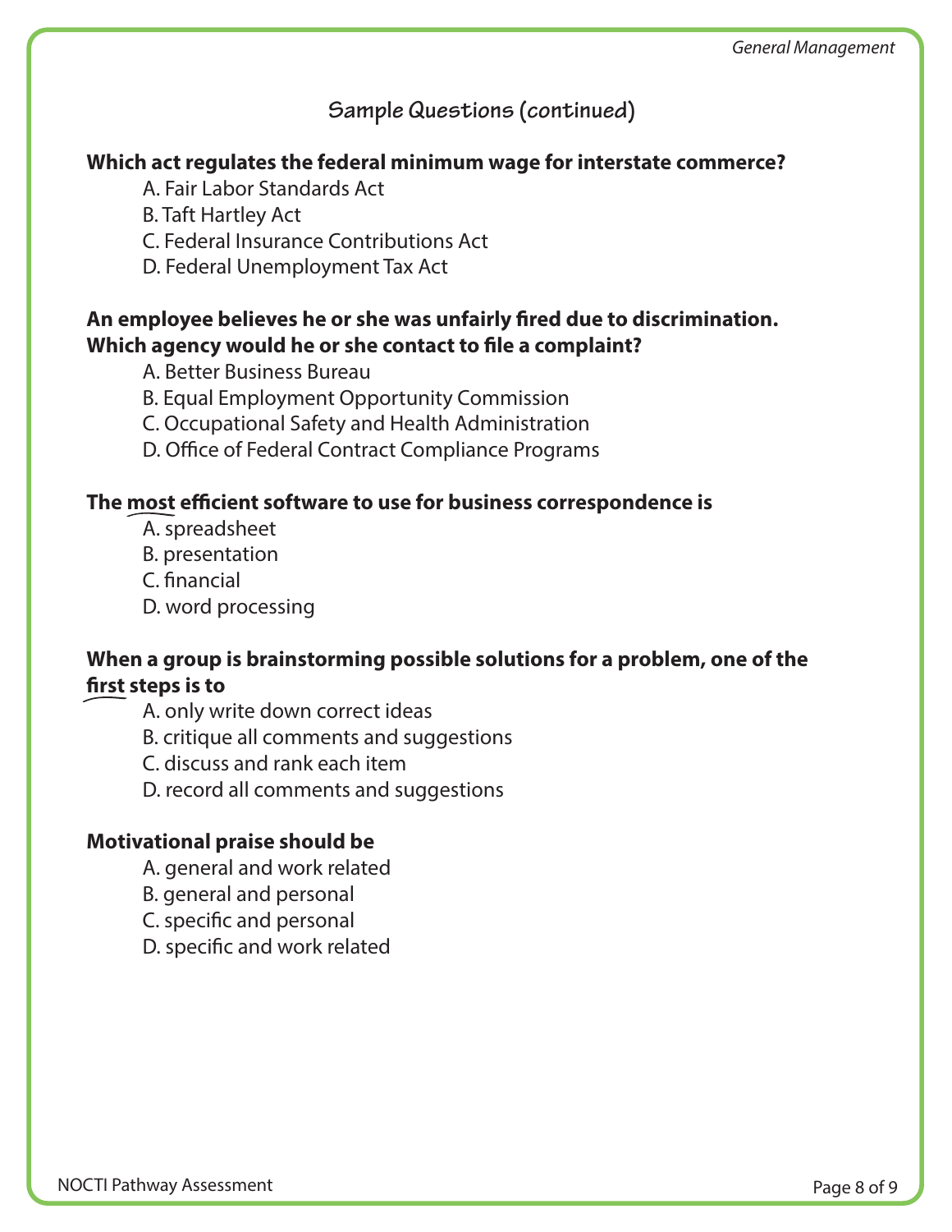## Sample Questions (continued)

**Which act regulates the federal minimum wage for interstate commerce?**

A. Fair Labor Standards Act
B. Taft Hartley Act
C. Federal Insurance Contributions Act
D. Federal Unemployment Tax Act

**An employee believes he or she was unfairly fired due to discrimination. Which agency would he or she contact to file a complaint?**

A. Better Business Bureau
B. Equal Employment Opportunity Commission
C. Occupational Safety and Health Administration
D. Office of Federal Contract Compliance Programs

**The most efficient software to use for business correspondence is**

A. spreadsheet
B. presentation
C. financial
D. word processing

**When a group is brainstorming possible solutions for a problem, one of the first steps is to**

A. only write down correct ideas
B. critique all comments and suggestions
C. discuss and rank each item
D. record all comments and suggestions

**Motivational praise should be**

A. general and work related
B. general and personal
C. specific and personal
D. specific and work related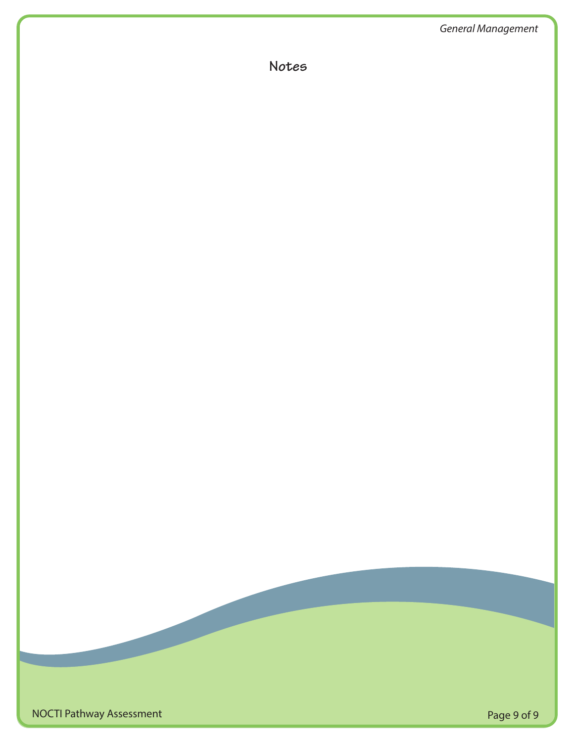# Notes